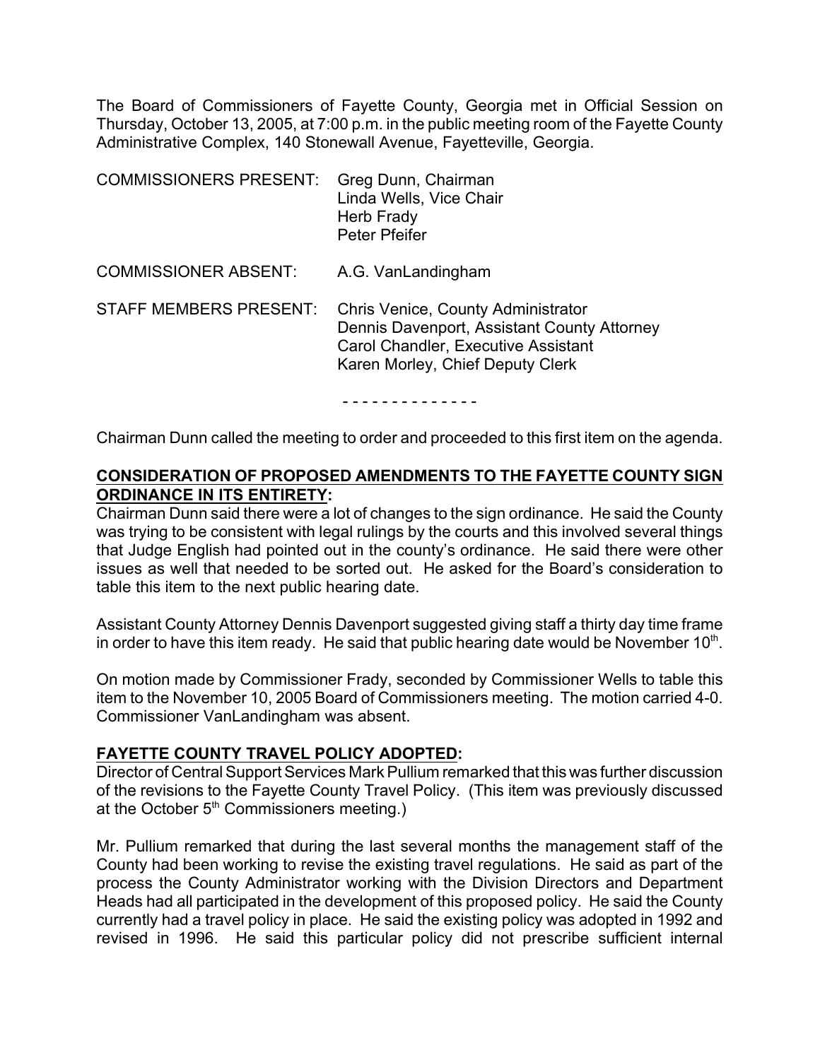The Board of Commissioners of Fayette County, Georgia met in Official Session on Thursday, October 13, 2005, at 7:00 p.m. in the public meeting room of the Fayette County Administrative Complex, 140 Stonewall Avenue, Fayetteville, Georgia.

| | |
|---|---|
| COMMISSIONERS PRESENT: | Greg Dunn, Chairman<br>Linda Wells, Vice Chair<br>Herb Frady<br>Peter Pfeifer |
| COMMISSIONER ABSENT: | A.G. VanLandingham |
| STAFF MEMBERS PRESENT: | Chris Venice, County Administrator<br>Dennis Davenport, Assistant County Attorney<br>Carol Chandler, Executive Assistant<br>Karen Morley, Chief Deputy Clerk |

\- - - - - - - - - - - - - -

Chairman Dunn called the meeting to order and proceeded to this first item on the agenda.

**CONSIDERATION OF PROPOSED AMENDMENTS TO THE FAYETTE COUNTY SIGN ORDINANCE IN ITS ENTIRETY:**

Chairman Dunn said there were a lot of changes to the sign ordinance. He said the County was trying to be consistent with legal rulings by the courts and this involved several things that Judge English had pointed out in the county's ordinance. He said there were other issues as well that needed to be sorted out. He asked for the Board's consideration to table this item to the next public hearing date.

Assistant County Attorney Dennis Davenport suggested giving staff a thirty day time frame in order to have this item ready. He said that public hearing date would be November 10th.

On motion made by Commissioner Frady, seconded by Commissioner Wells to table this item to the November 10, 2005 Board of Commissioners meeting. The motion carried 4-0. Commissioner VanLandingham was absent.

**FAYETTE COUNTY TRAVEL POLICY ADOPTED:**

Director of Central Support Services Mark Pullium remarked that this was further discussion of the revisions to the Fayette County Travel Policy. (This item was previously discussed at the October 5th Commissioners meeting.)

Mr. Pullium remarked that during the last several months the management staff of the County had been working to revise the existing travel regulations. He said as part of the process the County Administrator working with the Division Directors and Department Heads had all participated in the development of this proposed policy. He said the County currently had a travel policy in place. He said the existing policy was adopted in 1992 and revised in 1996. He said this particular policy did not prescribe sufficient internal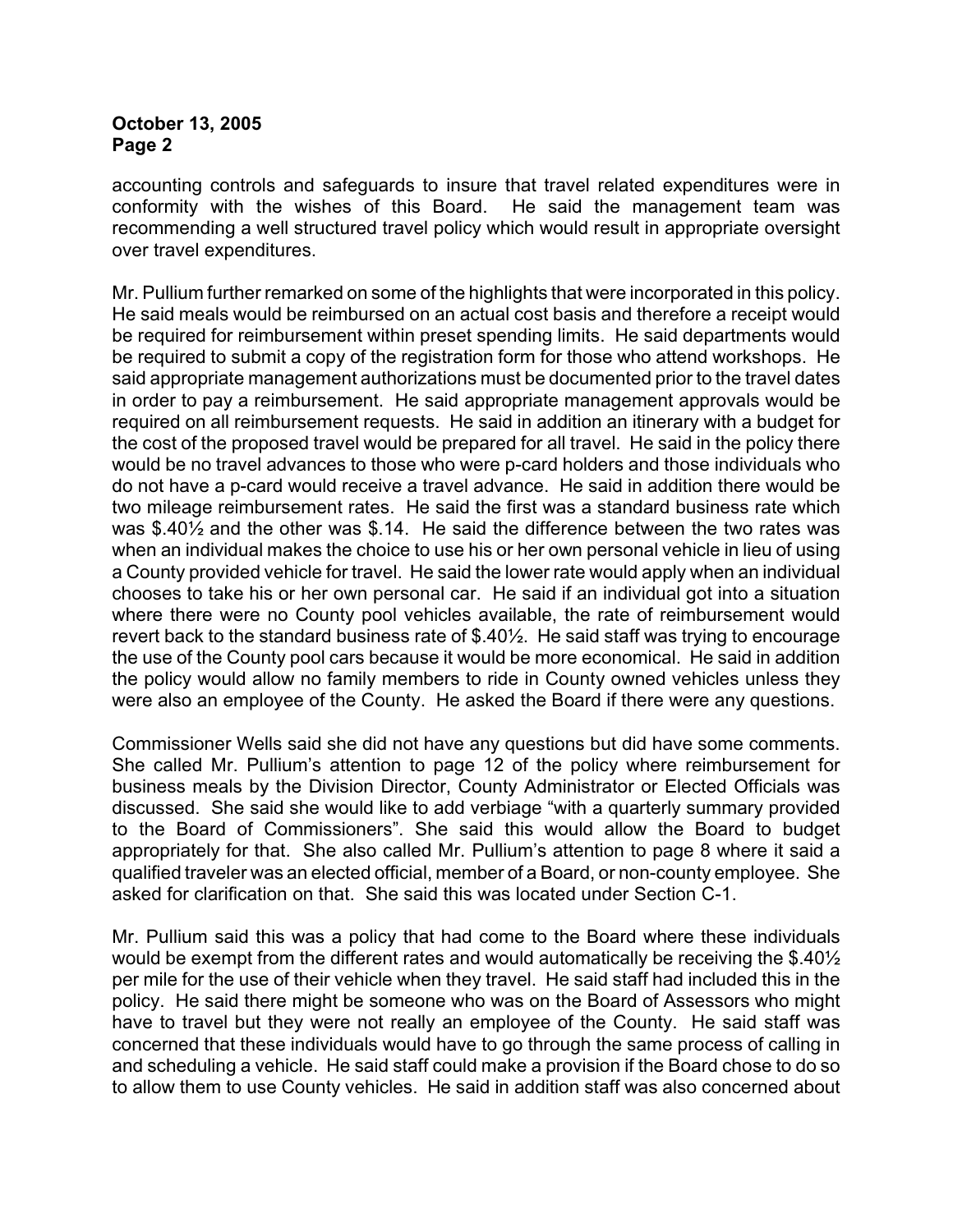accounting controls and safeguards to insure that travel related expenditures were in conformity with the wishes of this Board. He said the management team was recommending a well structured travel policy which would result in appropriate oversight over travel expenditures.

Mr. Pullium further remarked on some of the highlights that were incorporated in this policy. He said meals would be reimbursed on an actual cost basis and therefore a receipt would be required for reimbursement within preset spending limits. He said departments would be required to submit a copy of the registration form for those who attend workshops. He said appropriate management authorizations must be documented prior to the travel dates in order to pay a reimbursement. He said appropriate management approvals would be required on all reimbursement requests. He said in addition an itinerary with a budget for the cost of the proposed travel would be prepared for all travel. He said in the policy there would be no travel advances to those who were p-card holders and those individuals who do not have a p-card would receive a travel advance. He said in addition there would be two mileage reimbursement rates. He said the first was a standard business rate which was $.40½ and the other was $.14. He said the difference between the two rates was when an individual makes the choice to use his or her own personal vehicle in lieu of using a County provided vehicle for travel. He said the lower rate would apply when an individual chooses to take his or her own personal car. He said if an individual got into a situation where there were no County pool vehicles available, the rate of reimbursement would revert back to the standard business rate of $.40½. He said staff was trying to encourage the use of the County pool cars because it would be more economical. He said in addition the policy would allow no family members to ride in County owned vehicles unless they were also an employee of the County. He asked the Board if there were any questions.

Commissioner Wells said she did not have any questions but did have some comments. She called Mr. Pullium's attention to page 12 of the policy where reimbursement for business meals by the Division Director, County Administrator or Elected Officials was discussed. She said she would like to add verbiage "with a quarterly summary provided to the Board of Commissioners". She said this would allow the Board to budget appropriately for that. She also called Mr. Pullium's attention to page 8 where it said a qualified traveler was an elected official, member of a Board, or non-county employee. She asked for clarification on that. She said this was located under Section C-1.

Mr. Pullium said this was a policy that had come to the Board where these individuals would be exempt from the different rates and would automatically be receiving the $.40½ per mile for the use of their vehicle when they travel. He said staff had included this in the policy. He said there might be someone who was on the Board of Assessors who might have to travel but they were not really an employee of the County. He said staff was concerned that these individuals would have to go through the same process of calling in and scheduling a vehicle. He said staff could make a provision if the Board chose to do so to allow them to use County vehicles. He said in addition staff was also concerned about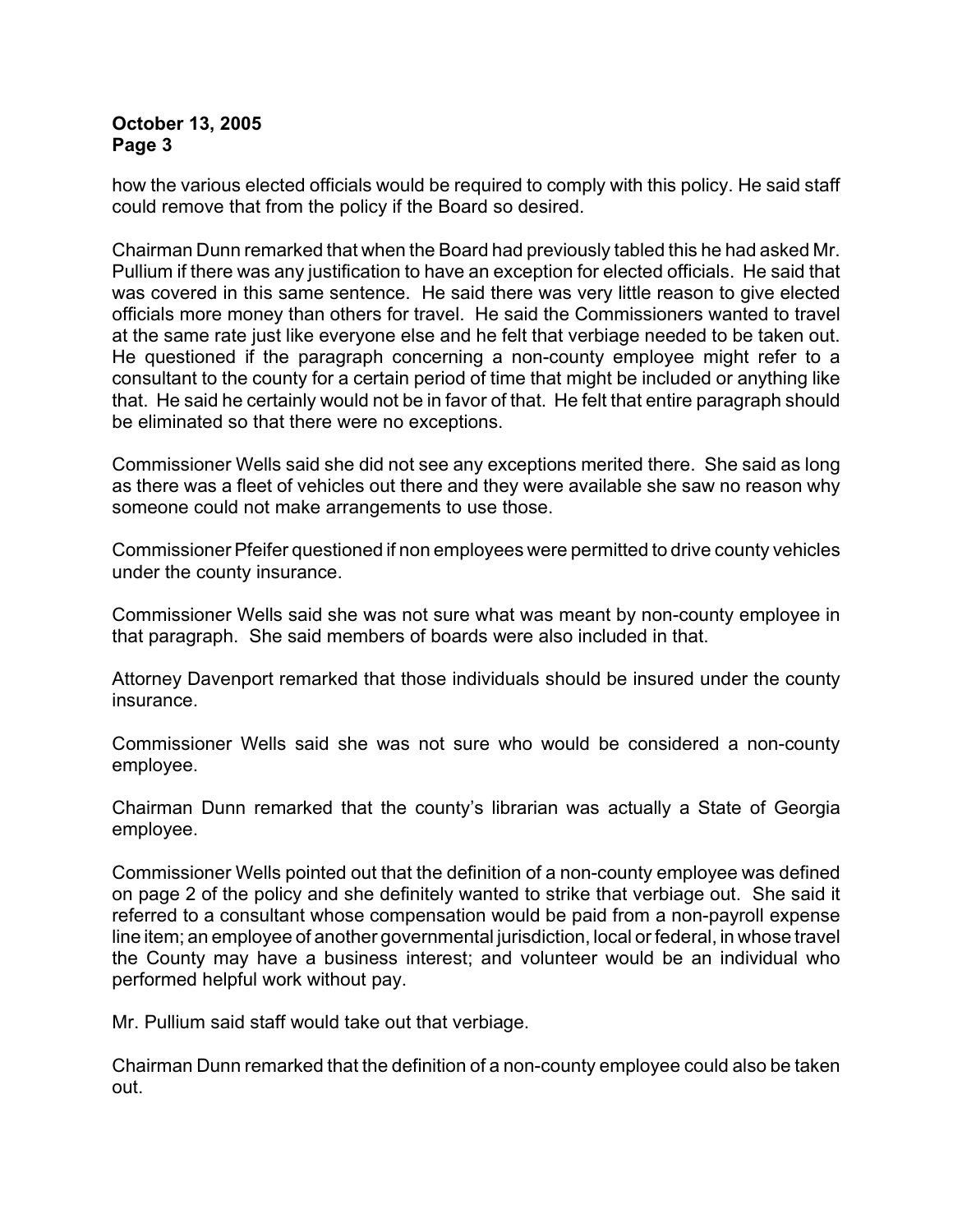how the various elected officials would be required to comply with this policy. He said staff could remove that from the policy if the Board so desired.

Chairman Dunn remarked that when the Board had previously tabled this he had asked Mr. Pullium if there was any justification to have an exception for elected officials. He said that was covered in this same sentence. He said there was very little reason to give elected officials more money than others for travel. He said the Commissioners wanted to travel at the same rate just like everyone else and he felt that verbiage needed to be taken out. He questioned if the paragraph concerning a non-county employee might refer to a consultant to the county for a certain period of time that might be included or anything like that. He said he certainly would not be in favor of that. He felt that entire paragraph should be eliminated so that there were no exceptions.

Commissioner Wells said she did not see any exceptions merited there. She said as long as there was a fleet of vehicles out there and they were available she saw no reason why someone could not make arrangements to use those.

Commissioner Pfeifer questioned if non employees were permitted to drive county vehicles under the county insurance.

Commissioner Wells said she was not sure what was meant by non-county employee in that paragraph. She said members of boards were also included in that.

Attorney Davenport remarked that those individuals should be insured under the county insurance.

Commissioner Wells said she was not sure who would be considered a non-county employee.

Chairman Dunn remarked that the county's librarian was actually a State of Georgia employee.

Commissioner Wells pointed out that the definition of a non-county employee was defined on page 2 of the policy and she definitely wanted to strike that verbiage out. She said it referred to a consultant whose compensation would be paid from a non-payroll expense line item; an employee of another governmental jurisdiction, local or federal, in whose travel the County may have a business interest; and volunteer would be an individual who performed helpful work without pay.

Mr. Pullium said staff would take out that verbiage.

Chairman Dunn remarked that the definition of a non-county employee could also be taken out.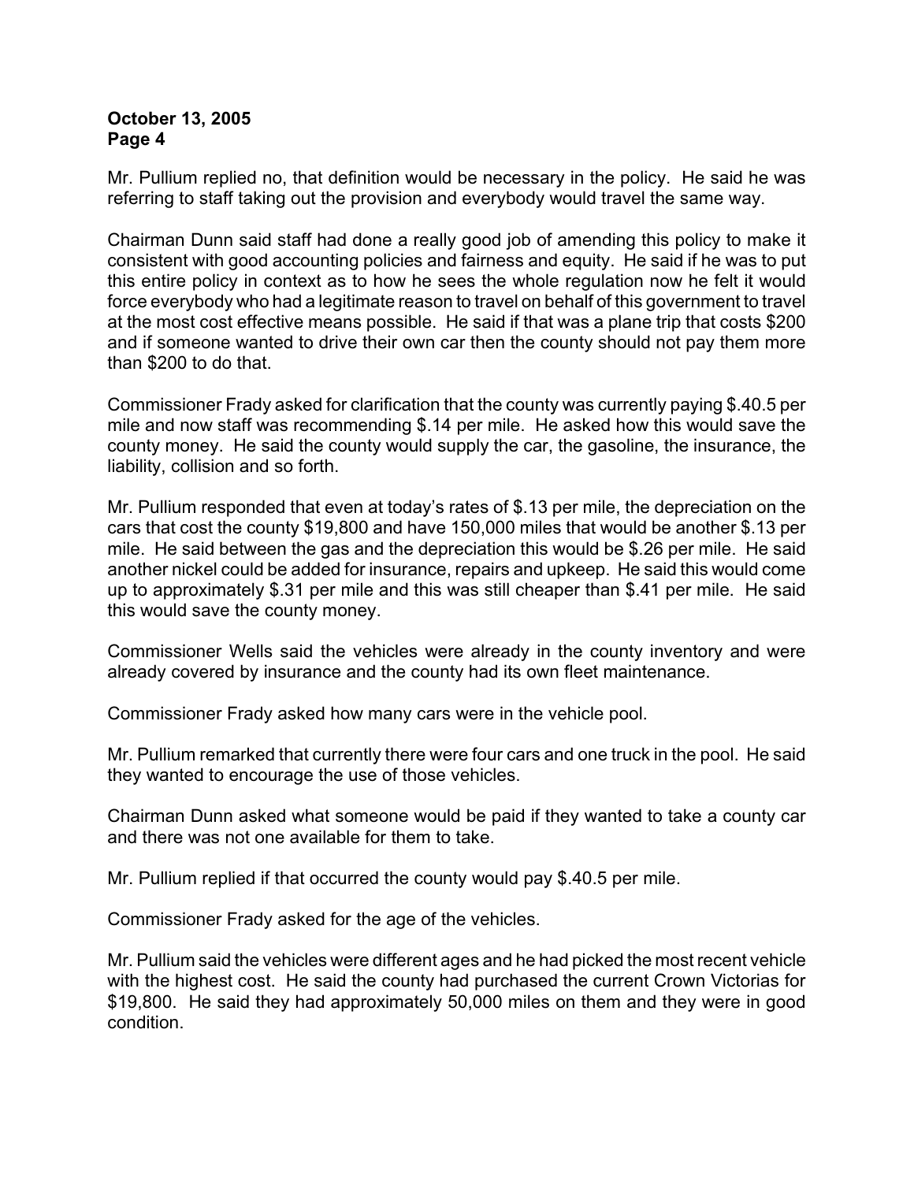Mr. Pullium replied no, that definition would be necessary in the policy. He said he was referring to staff taking out the provision and everybody would travel the same way.

Chairman Dunn said staff had done a really good job of amending this policy to make it consistent with good accounting policies and fairness and equity. He said if he was to put this entire policy in context as to how he sees the whole regulation now he felt it would force everybody who had a legitimate reason to travel on behalf of this government to travel at the most cost effective means possible. He said if that was a plane trip that costs $200 and if someone wanted to drive their own car then the county should not pay them more than $200 to do that.

Commissioner Frady asked for clarification that the county was currently paying $.40.5 per mile and now staff was recommending $.14 per mile. He asked how this would save the county money. He said the county would supply the car, the gasoline, the insurance, the liability, collision and so forth.

Mr. Pullium responded that even at today's rates of $.13 per mile, the depreciation on the cars that cost the county $19,800 and have 150,000 miles that would be another $.13 per mile. He said between the gas and the depreciation this would be $.26 per mile. He said another nickel could be added for insurance, repairs and upkeep. He said this would come up to approximately $.31 per mile and this was still cheaper than $.41 per mile. He said this would save the county money.

Commissioner Wells said the vehicles were already in the county inventory and were already covered by insurance and the county had its own fleet maintenance.

Commissioner Frady asked how many cars were in the vehicle pool.

Mr. Pullium remarked that currently there were four cars and one truck in the pool. He said they wanted to encourage the use of those vehicles.

Chairman Dunn asked what someone would be paid if they wanted to take a county car and there was not one available for them to take.

Mr. Pullium replied if that occurred the county would pay $.40.5 per mile.

Commissioner Frady asked for the age of the vehicles.

Mr. Pullium said the vehicles were different ages and he had picked the most recent vehicle with the highest cost. He said the county had purchased the current Crown Victorias for $19,800. He said they had approximately 50,000 miles on them and they were in good condition.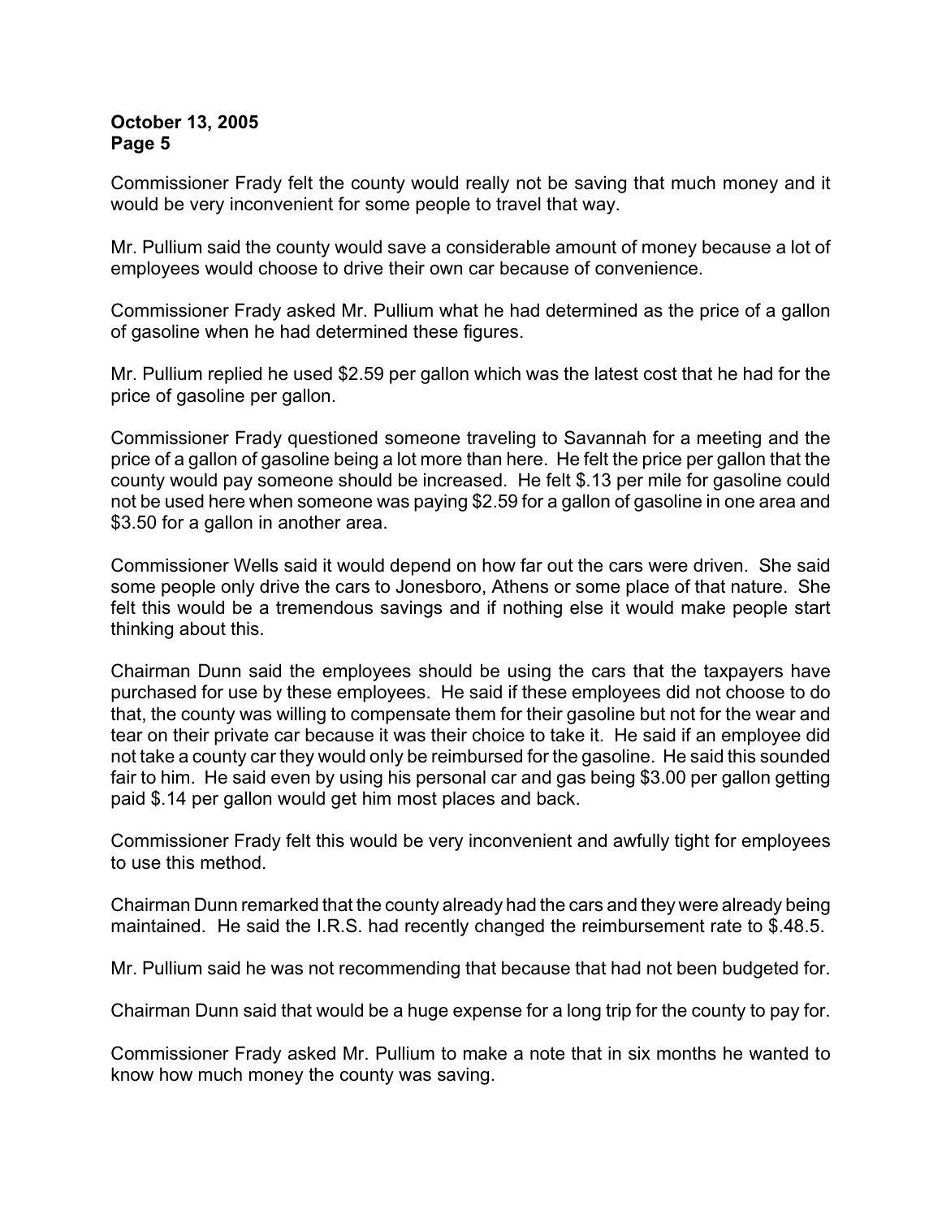Commissioner Frady felt the county would really not be saving that much money and it would be very inconvenient for some people to travel that way.

Mr. Pullium said the county would save a considerable amount of money because a lot of employees would choose to drive their own car because of convenience.

Commissioner Frady asked Mr. Pullium what he had determined as the price of a gallon of gasoline when he had determined these figures.

Mr. Pullium replied he used $2.59 per gallon which was the latest cost that he had for the price of gasoline per gallon.

Commissioner Frady questioned someone traveling to Savannah for a meeting and the price of a gallon of gasoline being a lot more than here. He felt the price per gallon that the county would pay someone should be increased. He felt $.13 per mile for gasoline could not be used here when someone was paying $2.59 for a gallon of gasoline in one area and $3.50 for a gallon in another area.

Commissioner Wells said it would depend on how far out the cars were driven. She said some people only drive the cars to Jonesboro, Athens or some place of that nature. She felt this would be a tremendous savings and if nothing else it would make people start thinking about this.

Chairman Dunn said the employees should be using the cars that the taxpayers have purchased for use by these employees. He said if these employees did not choose to do that, the county was willing to compensate them for their gasoline but not for the wear and tear on their private car because it was their choice to take it. He said if an employee did not take a county car they would only be reimbursed for the gasoline. He said this sounded fair to him. He said even by using his personal car and gas being $3.00 per gallon getting paid $.14 per gallon would get him most places and back.

Commissioner Frady felt this would be very inconvenient and awfully tight for employees to use this method.

Chairman Dunn remarked that the county already had the cars and they were already being maintained. He said the I.R.S. had recently changed the reimbursement rate to $.48.5.

Mr. Pullium said he was not recommending that because that had not been budgeted for.

Chairman Dunn said that would be a huge expense for a long trip for the county to pay for.

Commissioner Frady asked Mr. Pullium to make a note that in six months he wanted to know how much money the county was saving.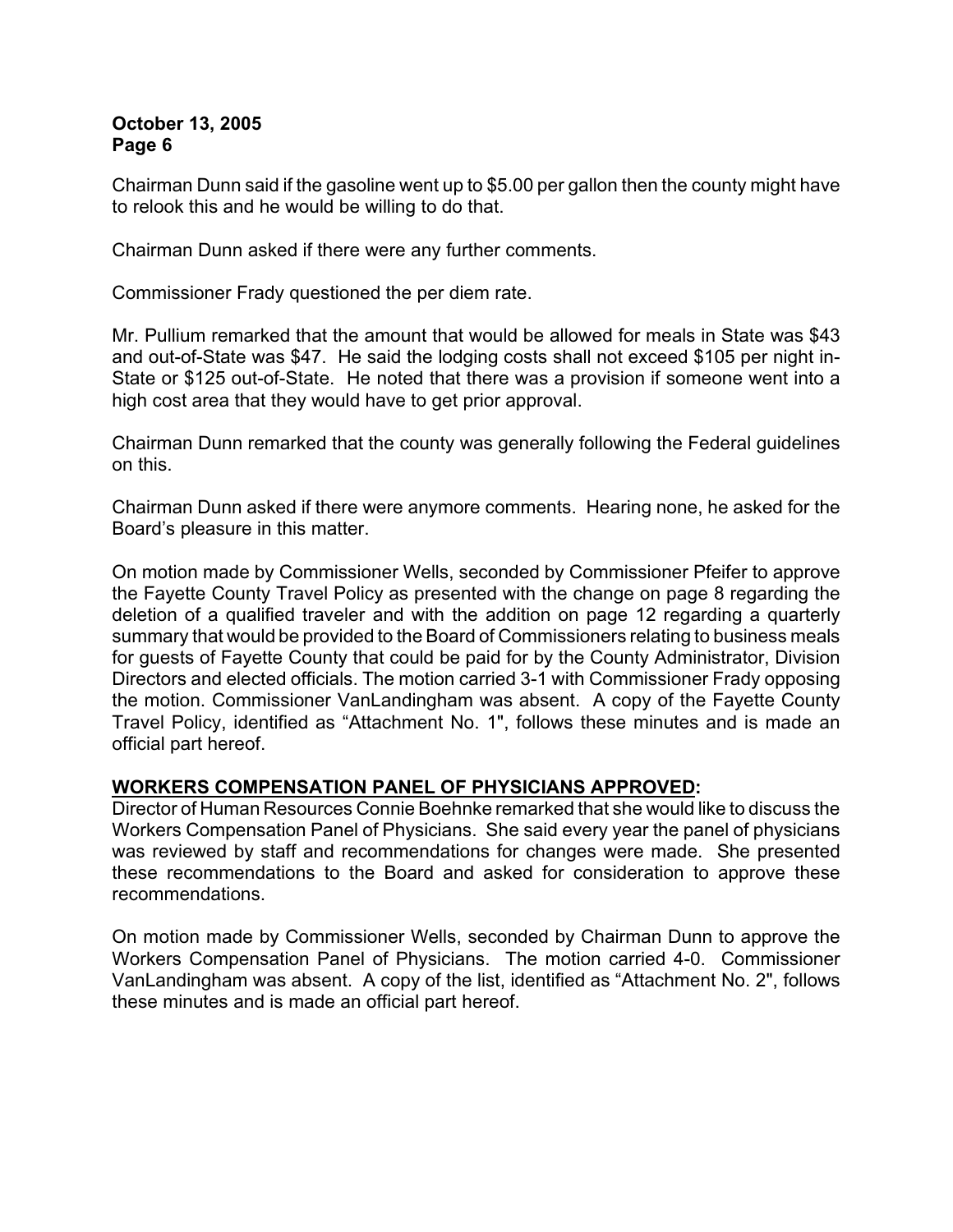Chairman Dunn said if the gasoline went up to $5.00 per gallon then the county might have to relook this and he would be willing to do that.

Chairman Dunn asked if there were any further comments.

Commissioner Frady questioned the per diem rate.

Mr. Pullium remarked that the amount that would be allowed for meals in State was $43 and out-of-State was $47. He said the lodging costs shall not exceed $105 per night in-State or $125 out-of-State. He noted that there was a provision if someone went into a high cost area that they would have to get prior approval.

Chairman Dunn remarked that the county was generally following the Federal guidelines on this.

Chairman Dunn asked if there were anymore comments. Hearing none, he asked for the Board's pleasure in this matter.

On motion made by Commissioner Wells, seconded by Commissioner Pfeifer to approve the Fayette County Travel Policy as presented with the change on page 8 regarding the deletion of a qualified traveler and with the addition on page 12 regarding a quarterly summary that would be provided to the Board of Commissioners relating to business meals for guests of Fayette County that could be paid for by the County Administrator, Division Directors and elected officials. The motion carried 3-1 with Commissioner Frady opposing the motion. Commissioner VanLandingham was absent. A copy of the Fayette County Travel Policy, identified as "Attachment No. 1", follows these minutes and is made an official part hereof.

**WORKERS COMPENSATION PANEL OF PHYSICIANS APPROVED:**

Director of Human Resources Connie Boehnke remarked that she would like to discuss the Workers Compensation Panel of Physicians. She said every year the panel of physicians was reviewed by staff and recommendations for changes were made. She presented these recommendations to the Board and asked for consideration to approve these recommendations.

On motion made by Commissioner Wells, seconded by Chairman Dunn to approve the Workers Compensation Panel of Physicians. The motion carried 4-0. Commissioner VanLandingham was absent. A copy of the list, identified as "Attachment No. 2", follows these minutes and is made an official part hereof.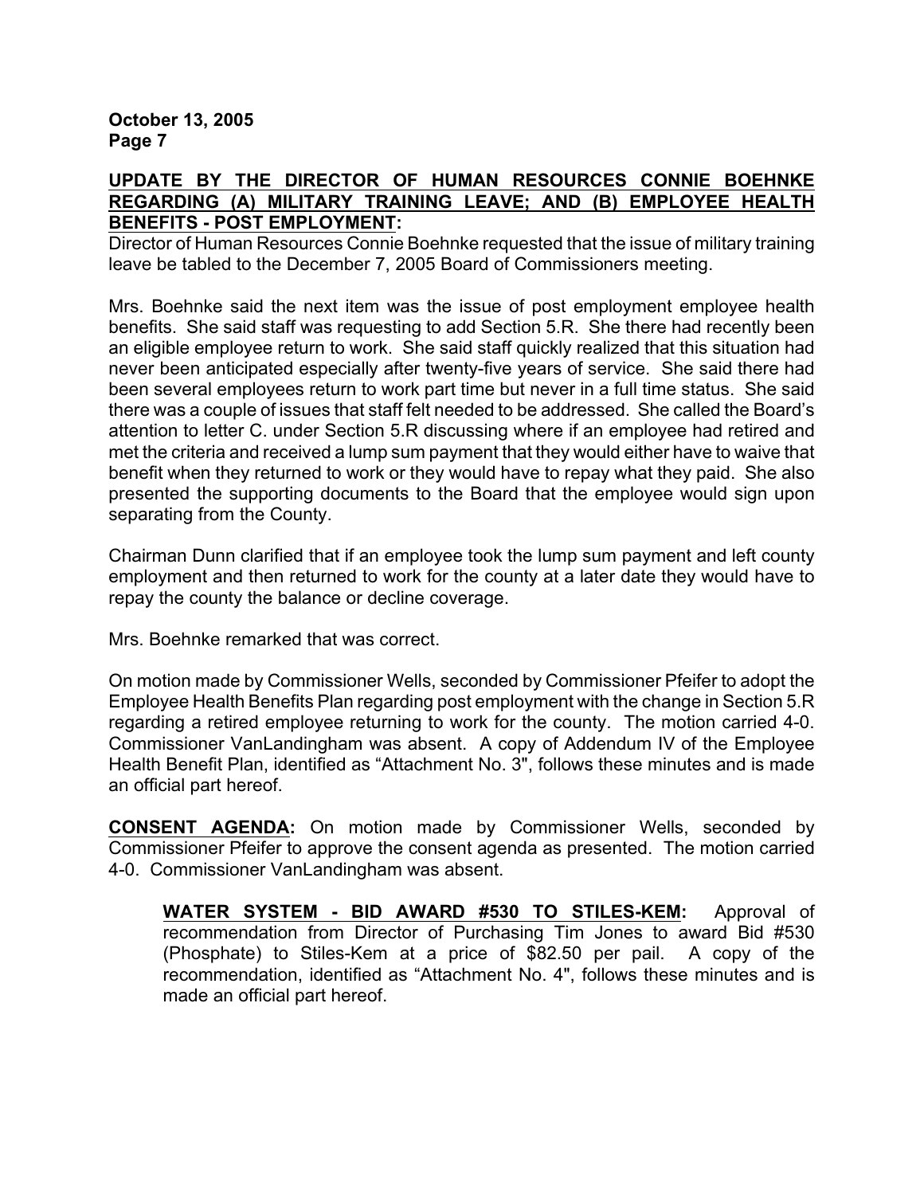**UPDATE BY THE DIRECTOR OF HUMAN RESOURCES CONNIE BOEHNKE REGARDING (A) MILITARY TRAINING LEAVE; AND (B) EMPLOYEE HEALTH BENEFITS - POST EMPLOYMENT:**

Director of Human Resources Connie Boehnke requested that the issue of military training leave be tabled to the December 7, 2005 Board of Commissioners meeting.

Mrs. Boehnke said the next item was the issue of post employment employee health benefits. She said staff was requesting to add Section 5.R. She there had recently been an eligible employee return to work. She said staff quickly realized that this situation had never been anticipated especially after twenty-five years of service. She said there had been several employees return to work part time but never in a full time status. She said there was a couple of issues that staff felt needed to be addressed. She called the Board's attention to letter C. under Section 5.R discussing where if an employee had retired and met the criteria and received a lump sum payment that they would either have to waive that benefit when they returned to work or they would have to repay what they paid. She also presented the supporting documents to the Board that the employee would sign upon separating from the County.

Chairman Dunn clarified that if an employee took the lump sum payment and left county employment and then returned to work for the county at a later date they would have to repay the county the balance or decline coverage.

Mrs. Boehnke remarked that was correct.

On motion made by Commissioner Wells, seconded by Commissioner Pfeifer to adopt the Employee Health Benefits Plan regarding post employment with the change in Section 5.R regarding a retired employee returning to work for the county. The motion carried 4-0. Commissioner VanLandingham was absent. A copy of Addendum IV of the Employee Health Benefit Plan, identified as "Attachment No. 3", follows these minutes and is made an official part hereof.

**CONSENT AGENDA:** On motion made by Commissioner Wells, seconded by Commissioner Pfeifer to approve the consent agenda as presented. The motion carried 4-0. Commissioner VanLandingham was absent.

> **WATER SYSTEM - BID AWARD #530 TO STILES-KEM:** Approval of recommendation from Director of Purchasing Tim Jones to award Bid #530 (Phosphate) to Stiles-Kem at a price of $82.50 per pail. A copy of the recommendation, identified as "Attachment No. 4", follows these minutes and is made an official part hereof.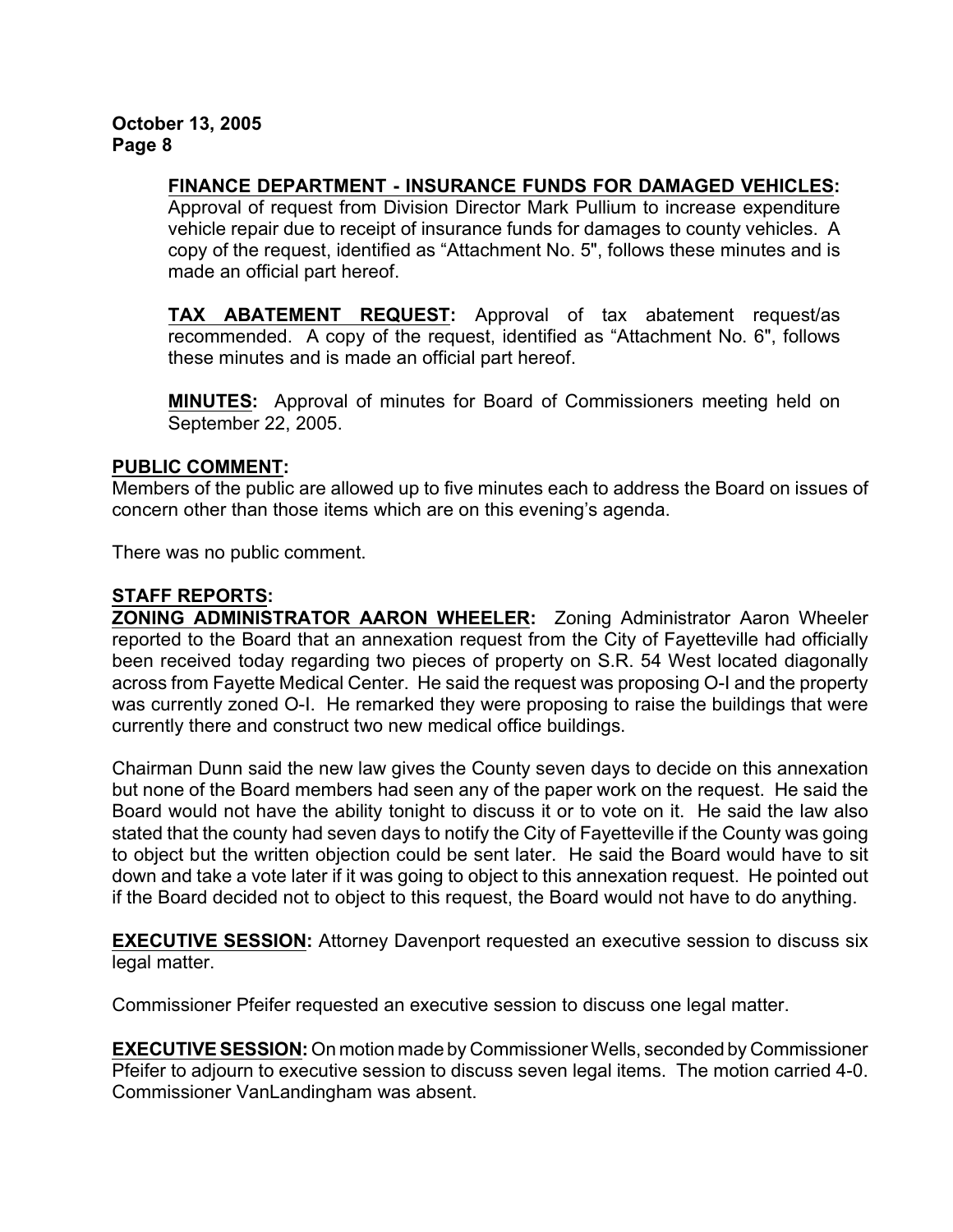**FINANCE DEPARTMENT - INSURANCE FUNDS FOR DAMAGED VEHICLES:** Approval of request from Division Director Mark Pullium to increase expenditure vehicle repair due to receipt of insurance funds for damages to county vehicles. A copy of the request, identified as "Attachment No. 5", follows these minutes and is made an official part hereof.

**TAX ABATEMENT REQUEST:** Approval of tax abatement request/as recommended. A copy of the request, identified as "Attachment No. 6", follows these minutes and is made an official part hereof.

**MINUTES:** Approval of minutes for Board of Commissioners meeting held on September 22, 2005.

**PUBLIC COMMENT:**

Members of the public are allowed up to five minutes each to address the Board on issues of concern other than those items which are on this evening's agenda.

There was no public comment.

**STAFF REPORTS:**

**ZONING ADMINISTRATOR AARON WHEELER:** Zoning Administrator Aaron Wheeler reported to the Board that an annexation request from the City of Fayetteville had officially been received today regarding two pieces of property on S.R. 54 West located diagonally across from Fayette Medical Center. He said the request was proposing O-I and the property was currently zoned O-I. He remarked they were proposing to raise the buildings that were currently there and construct two new medical office buildings.

Chairman Dunn said the new law gives the County seven days to decide on this annexation but none of the Board members had seen any of the paper work on the request. He said the Board would not have the ability tonight to discuss it or to vote on it. He said the law also stated that the county had seven days to notify the City of Fayetteville if the County was going to object but the written objection could be sent later. He said the Board would have to sit down and take a vote later if it was going to object to this annexation request. He pointed out if the Board decided not to object to this request, the Board would not have to do anything.

**EXECUTIVE SESSION:** Attorney Davenport requested an executive session to discuss six legal matter.

Commissioner Pfeifer requested an executive session to discuss one legal matter.

**EXECUTIVE SESSION:** On motion made by Commissioner Wells, seconded by Commissioner Pfeifer to adjourn to executive session to discuss seven legal items. The motion carried 4-0. Commissioner VanLandingham was absent.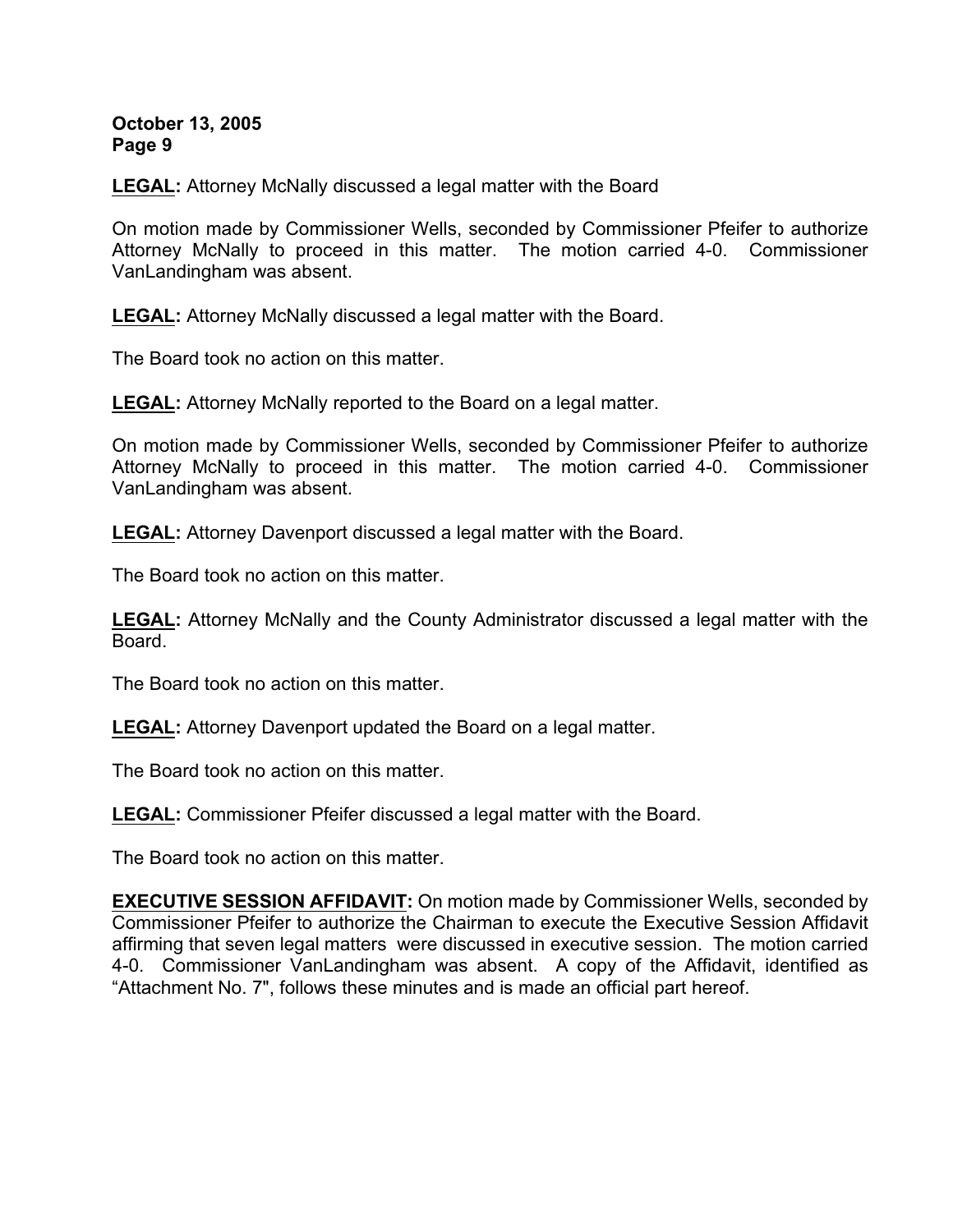**LEGAL:** Attorney McNally discussed a legal matter with the Board

On motion made by Commissioner Wells, seconded by Commissioner Pfeifer to authorize Attorney McNally to proceed in this matter. The motion carried 4-0. Commissioner VanLandingham was absent.

**LEGAL:** Attorney McNally discussed a legal matter with the Board.

The Board took no action on this matter.

**LEGAL:** Attorney McNally reported to the Board on a legal matter.

On motion made by Commissioner Wells, seconded by Commissioner Pfeifer to authorize Attorney McNally to proceed in this matter. The motion carried 4-0. Commissioner VanLandingham was absent.

**LEGAL:** Attorney Davenport discussed a legal matter with the Board.

The Board took no action on this matter.

**LEGAL:** Attorney McNally and the County Administrator discussed a legal matter with the Board.

The Board took no action on this matter.

**LEGAL:** Attorney Davenport updated the Board on a legal matter.

The Board took no action on this matter.

**LEGAL:** Commissioner Pfeifer discussed a legal matter with the Board.

The Board took no action on this matter.

**EXECUTIVE SESSION AFFIDAVIT:** On motion made by Commissioner Wells, seconded by Commissioner Pfeifer to authorize the Chairman to execute the Executive Session Affidavit affirming that seven legal matters were discussed in executive session. The motion carried 4-0. Commissioner VanLandingham was absent. A copy of the Affidavit, identified as "Attachment No. 7", follows these minutes and is made an official part hereof.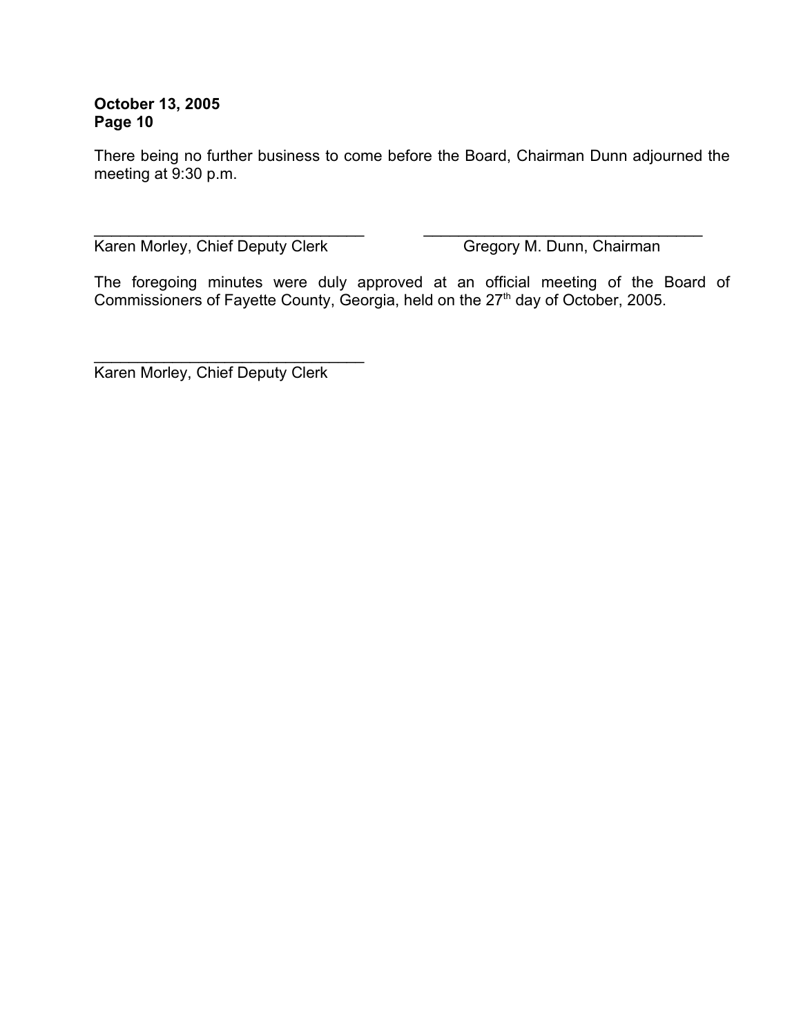There being no further business to come before the Board, Chairman Dunn adjourned the meeting at 9:30 p.m.

\_\_\_\_\_\_\_\_\_\_\_\_\_\_\_\_\_\_\_\_\_\_\_\_\_\_\_\_\_\_\_\_\_\_ \_\_\_\_\_\_\_\_\_\_\_\_\_\_\_\_\_\_\_\_\_\_\_\_\_\_\_\_\_\_\_\_\_\_\_

Karen Morley, Chief Deputy Clerk Gregory M. Dunn, Chairman

The foregoing minutes were duly approved at an official meeting of the Board of Commissioners of Fayette County, Georgia, held on the 27th day of October, 2005.

\_\_\_\_\_\_\_\_\_\_\_\_\_\_\_\_\_\_\_\_\_\_\_\_\_\_\_\_\_\_\_\_\_\_

Karen Morley, Chief Deputy Clerk